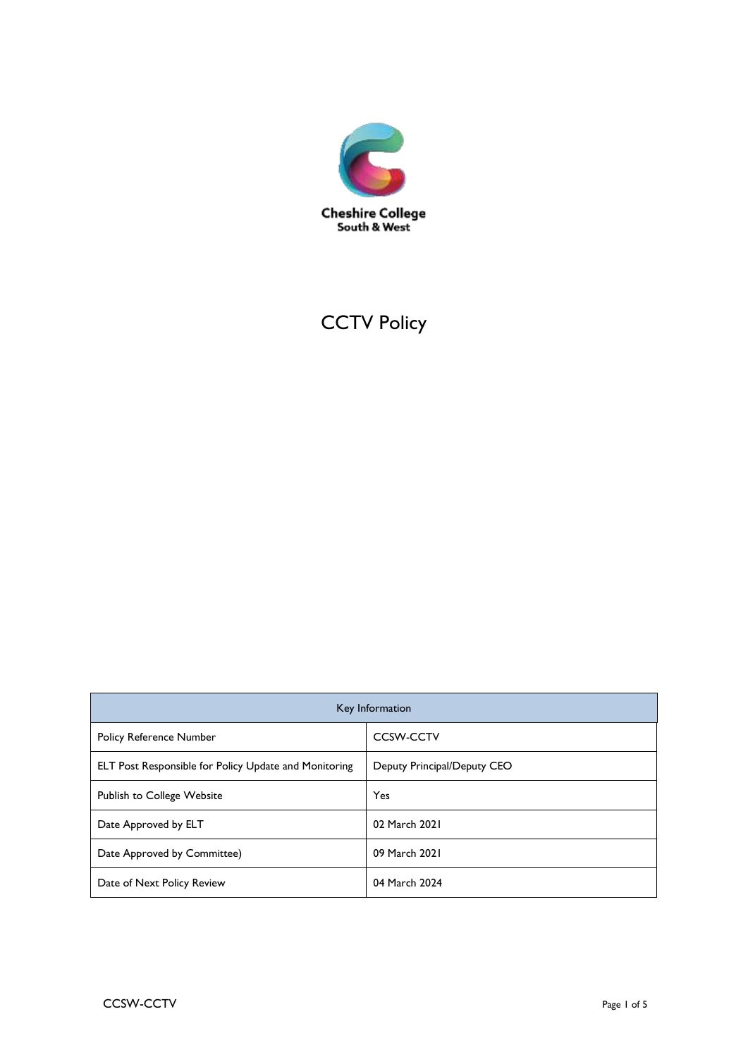Cheshire College
South & West

# CCTV Policy

| Key Information | |
|---|---|
| Policy Reference Number | CCSW-CCTV |
| ELT Post Responsible for Policy Update and Monitoring | Deputy Principal/Deputy CEO |
| Publish to College Website | Yes |
| Date Approved by ELT | 02 March 2021 |
| Date Approved by Committee) | 09 March 2021 |
| Date of Next Policy Review | 04 March 2024 |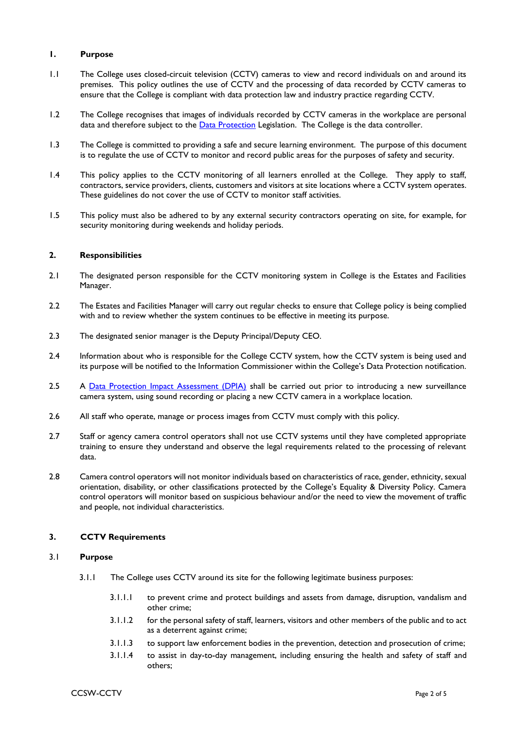## 1. Purpose

1.1 The College uses closed-circuit television (CCTV) cameras to view and record individuals on and around its premises. This policy outlines the use of CCTV and the processing of data recorded by CCTV cameras to ensure that the College is compliant with data protection law and industry practice regarding CCTV.

1.2 The College recognises that images of individuals recorded by CCTV cameras in the workplace are personal data and therefore subject to the Data Protection Legislation. The College is the data controller.

1.3 The College is committed to providing a safe and secure learning environment. The purpose of this document is to regulate the use of CCTV to monitor and record public areas for the purposes of safety and security.

1.4 This policy applies to the CCTV monitoring of all learners enrolled at the College. They apply to staff, contractors, service providers, clients, customers and visitors at site locations where a CCTV system operates. These guidelines do not cover the use of CCTV to monitor staff activities.

1.5 This policy must also be adhered to by any external security contractors operating on site, for example, for security monitoring during weekends and holiday periods.

## 2. Responsibilities

2.1 The designated person responsible for the CCTV monitoring system in College is the Estates and Facilities Manager.

2.2 The Estates and Facilities Manager will carry out regular checks to ensure that College policy is being complied with and to review whether the system continues to be effective in meeting its purpose.

2.3 The designated senior manager is the Deputy Principal/Deputy CEO.

2.4 Information about who is responsible for the College CCTV system, how the CCTV system is being used and its purpose will be notified to the Information Commissioner within the College's Data Protection notification.

2.5 A Data Protection Impact Assessment (DPIA) shall be carried out prior to introducing a new surveillance camera system, using sound recording or placing a new CCTV camera in a workplace location.

2.6 All staff who operate, manage or process images from CCTV must comply with this policy.

2.7 Staff or agency camera control operators shall not use CCTV systems until they have completed appropriate training to ensure they understand and observe the legal requirements related to the processing of relevant data.

2.8 Camera control operators will not monitor individuals based on characteristics of race, gender, ethnicity, sexual orientation, disability, or other classifications protected by the College's Equality & Diversity Policy. Camera control operators will monitor based on suspicious behaviour and/or the need to view the movement of traffic and people, not individual characteristics.

## 3. CCTV Requirements

### 3.1 Purpose

3.1.1 The College uses CCTV around its site for the following legitimate business purposes:

- 3.1.1.1 to prevent crime and protect buildings and assets from damage, disruption, vandalism and other crime;
- 3.1.1.2 for the personal safety of staff, learners, visitors and other members of the public and to act as a deterrent against crime;
- 3.1.1.3 to support law enforcement bodies in the prevention, detection and prosecution of crime;
- 3.1.1.4 to assist in day-to-day management, including ensuring the health and safety of staff and others;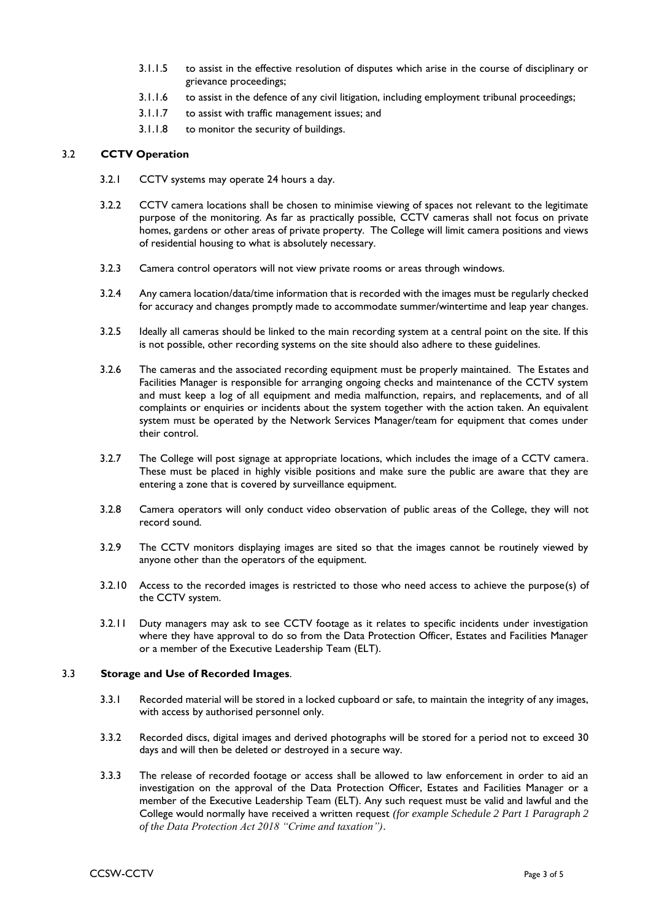3.1.1.5 to assist in the effective resolution of disputes which arise in the course of disciplinary or grievance proceedings;

3.1.1.6 to assist in the defence of any civil litigation, including employment tribunal proceedings;

3.1.1.7 to assist with traffic management issues; and

3.1.1.8 to monitor the security of buildings.

### 3.2 CCTV Operation

3.2.1 CCTV systems may operate 24 hours a day.

3.2.2 CCTV camera locations shall be chosen to minimise viewing of spaces not relevant to the legitimate purpose of the monitoring. As far as practically possible, CCTV cameras shall not focus on private homes, gardens or other areas of private property. The College will limit camera positions and views of residential housing to what is absolutely necessary.

3.2.3 Camera control operators will not view private rooms or areas through windows.

3.2.4 Any camera location/data/time information that is recorded with the images must be regularly checked for accuracy and changes promptly made to accommodate summer/wintertime and leap year changes.

3.2.5 Ideally all cameras should be linked to the main recording system at a central point on the site. If this is not possible, other recording systems on the site should also adhere to these guidelines.

3.2.6 The cameras and the associated recording equipment must be properly maintained. The Estates and Facilities Manager is responsible for arranging ongoing checks and maintenance of the CCTV system and must keep a log of all equipment and media malfunction, repairs, and replacements, and of all complaints or enquiries or incidents about the system together with the action taken. An equivalent system must be operated by the Network Services Manager/team for equipment that comes under their control.

3.2.7 The College will post signage at appropriate locations, which includes the image of a CCTV camera. These must be placed in highly visible positions and make sure the public are aware that they are entering a zone that is covered by surveillance equipment.

3.2.8 Camera operators will only conduct video observation of public areas of the College, they will not record sound.

3.2.9 The CCTV monitors displaying images are sited so that the images cannot be routinely viewed by anyone other than the operators of the equipment.

3.2.10 Access to the recorded images is restricted to those who need access to achieve the purpose(s) of the CCTV system.

3.2.11 Duty managers may ask to see CCTV footage as it relates to specific incidents under investigation where they have approval to do so from the Data Protection Officer, Estates and Facilities Manager or a member of the Executive Leadership Team (ELT).

### 3.3 Storage and Use of Recorded Images.

3.3.1 Recorded material will be stored in a locked cupboard or safe, to maintain the integrity of any images, with access by authorised personnel only.

3.3.2 Recorded discs, digital images and derived photographs will be stored for a period not to exceed 30 days and will then be deleted or destroyed in a secure way.

3.3.3 The release of recorded footage or access shall be allowed to law enforcement in order to aid an investigation on the approval of the Data Protection Officer, Estates and Facilities Manager or a member of the Executive Leadership Team (ELT). Any such request must be valid and lawful and the College would normally have received a written request *(for example Schedule 2 Part 1 Paragraph 2 of the Data Protection Act 2018 "Crime and taxation")*.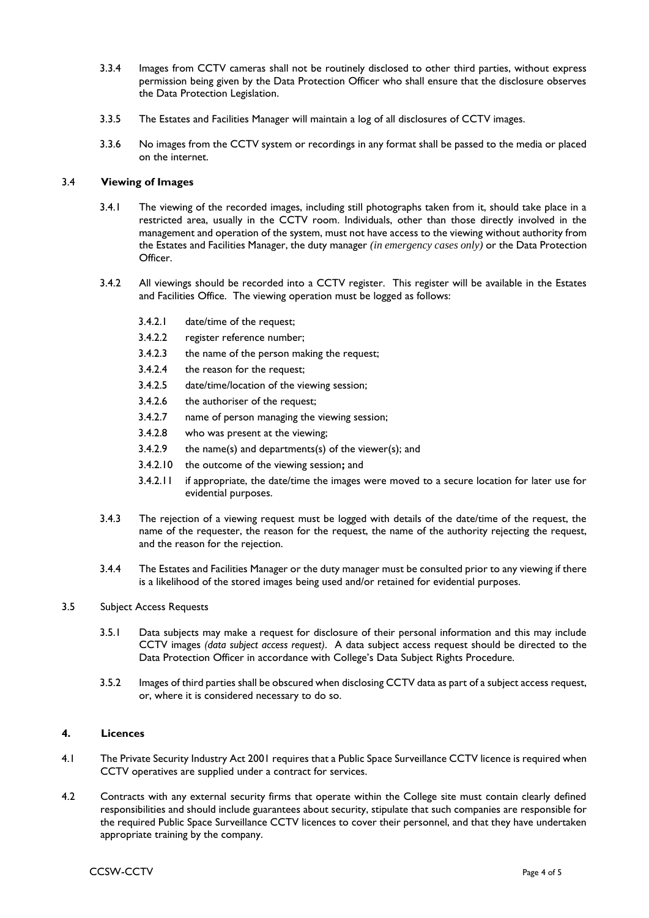3.3.4 Images from CCTV cameras shall not be routinely disclosed to other third parties, without express permission being given by the Data Protection Officer who shall ensure that the disclosure observes the Data Protection Legislation.

3.3.5 The Estates and Facilities Manager will maintain a log of all disclosures of CCTV images.

3.3.6 No images from the CCTV system or recordings in any format shall be passed to the media or placed on the internet.

### 3.4 Viewing of Images

3.4.1 The viewing of the recorded images, including still photographs taken from it, should take place in a restricted area, usually in the CCTV room. Individuals, other than those directly involved in the management and operation of the system, must not have access to the viewing without authority from the Estates and Facilities Manager, the duty manager *(in emergency cases only)* or the Data Protection Officer.

3.4.2 All viewings should be recorded into a CCTV register. This register will be available in the Estates and Facilities Office. The viewing operation must be logged as follows:

- 3.4.2.1 date/time of the request;
- 3.4.2.2 register reference number;
- 3.4.2.3 the name of the person making the request;
- 3.4.2.4 the reason for the request;
- 3.4.2.5 date/time/location of the viewing session;
- 3.4.2.6 the authoriser of the request;
- 3.4.2.7 name of person managing the viewing session;
- 3.4.2.8 who was present at the viewing;
- 3.4.2.9 the name(s) and departments(s) of the viewer(s); and
- 3.4.2.10 the outcome of the viewing session**;** and
- 3.4.2.11 if appropriate, the date/time the images were moved to a secure location for later use for evidential purposes.

3.4.3 The rejection of a viewing request must be logged with details of the date/time of the request, the name of the requester, the reason for the request, the name of the authority rejecting the request, and the reason for the rejection.

3.4.4 The Estates and Facilities Manager or the duty manager must be consulted prior to any viewing if there is a likelihood of the stored images being used and/or retained for evidential purposes.

### 3.5 Subject Access Requests

3.5.1 Data subjects may make a request for disclosure of their personal information and this may include CCTV images *(data subject access request)*. A data subject access request should be directed to the Data Protection Officer in accordance with College's Data Subject Rights Procedure.

3.5.2 Images of third parties shall be obscured when disclosing CCTV data as part of a subject access request, or, where it is considered necessary to do so.

## 4. Licences

4.1 The Private Security Industry Act 2001 requires that a Public Space Surveillance CCTV licence is required when CCTV operatives are supplied under a contract for services.

4.2 Contracts with any external security firms that operate within the College site must contain clearly defined responsibilities and should include guarantees about security, stipulate that such companies are responsible for the required Public Space Surveillance CCTV licences to cover their personnel, and that they have undertaken appropriate training by the company.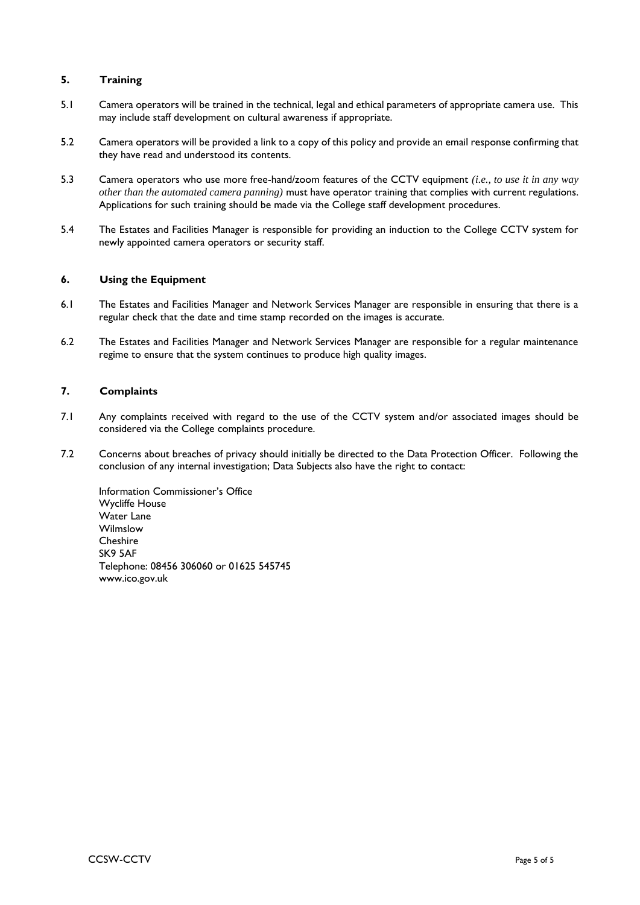## 5. Training

5.1 Camera operators will be trained in the technical, legal and ethical parameters of appropriate camera use. This may include staff development on cultural awareness if appropriate.

5.2 Camera operators will be provided a link to a copy of this policy and provide an email response confirming that they have read and understood its contents.

5.3 Camera operators who use more free-hand/zoom features of the CCTV equipment *(i.e., to use it in any way other than the automated camera panning)* must have operator training that complies with current regulations. Applications for such training should be made via the College staff development procedures.

5.4 The Estates and Facilities Manager is responsible for providing an induction to the College CCTV system for newly appointed camera operators or security staff.

## 6. Using the Equipment

6.1 The Estates and Facilities Manager and Network Services Manager are responsible in ensuring that there is a regular check that the date and time stamp recorded on the images is accurate.

6.2 The Estates and Facilities Manager and Network Services Manager are responsible for a regular maintenance regime to ensure that the system continues to produce high quality images.

## 7. Complaints

7.1 Any complaints received with regard to the use of the CCTV system and/or associated images should be considered via the College complaints procedure.

7.2 Concerns about breaches of privacy should initially be directed to the Data Protection Officer. Following the conclusion of any internal investigation; Data Subjects also have the right to contact:

Information Commissioner's Office
Wycliffe House
Water Lane
Wilmslow
Cheshire
SK9 5AF
Telephone: 08456 306060 or 01625 545745
www.ico.gov.uk

CCSW-CCTV